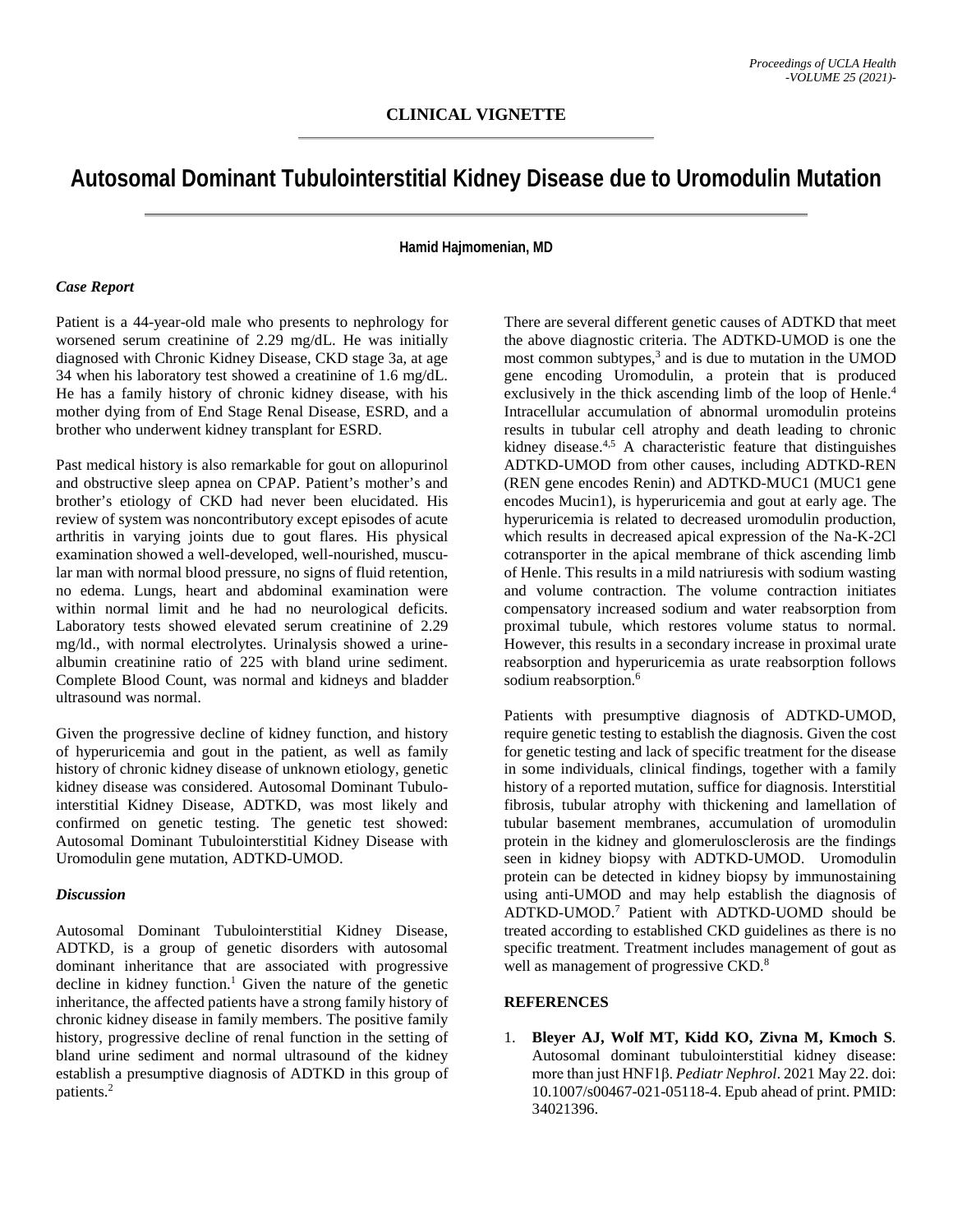CLINICAL VIGNETTE

# Autosomal Dominant Tubulointerstitial Kidney Disease due to Uromodulin Mutation

**Hamid Hajmomenian, MD**

### *Case Report*

Patient is a 44-year-old male who presents to nephrology for worsened serum creatinine of 2.29 mg/dL. He was initially diagnosed with Chronic Kidney Disease, CKD stage 3a, at age 34 when his laboratory test showed a creatinine of 1.6 mg/dL. He has a family history of chronic kidney disease, with his mother dying from of End Stage Renal Disease, ESRD, and a brother who underwent kidney transplant for ESRD.

Past medical history is also remarkable for gout on allopurinol and obstructive sleep apnea on CPAP. Patient's mother's and brother's etiology of CKD had never been elucidated. His review of system was noncontributory except episodes of acute arthritis in varying joints due to gout flares. His physical examination showed a well-developed, well-nourished, muscular man with normal blood pressure, no signs of fluid retention, no edema. Lungs, heart and abdominal examination were within normal limit and he had no neurological deficits. Laboratory tests showed elevated serum creatinine of 2.29 mg/ld., with normal electrolytes. Urinalysis showed a urine-albumin creatinine ratio of 225 with bland urine sediment. Complete Blood Count, was normal and kidneys and bladder ultrasound was normal.

Given the progressive decline of kidney function, and history of hyperuricemia and gout in the patient, as well as family history of chronic kidney disease of unknown etiology, genetic kidney disease was considered. Autosomal Dominant Tubulointerstitial Kidney Disease, ADTKD, was most likely and confirmed on genetic testing. The genetic test showed: Autosomal Dominant Tubulointerstitial Kidney Disease with Uromodulin gene mutation, ADTKD-UMOD.

### *Discussion*

Autosomal Dominant Tubulointerstitial Kidney Disease, ADTKD, is a group of genetic disorders with autosomal dominant inheritance that are associated with progressive decline in kidney function.[1] Given the nature of the genetic inheritance, the affected patients have a strong family history of chronic kidney disease in family members. The positive family history, progressive decline of renal function in the setting of bland urine sediment and normal ultrasound of the kidney establish a presumptive diagnosis of ADTKD in this group of patients.[2]

There are several different genetic causes of ADTKD that meet the above diagnostic criteria. The ADTKD-UMOD is one the most common subtypes,[3] and is due to mutation in the UMOD gene encoding Uromodulin, a protein that is produced exclusively in the thick ascending limb of the loop of Henle.[4] Intracellular accumulation of abnormal uromodulin proteins results in tubular cell atrophy and death leading to chronic kidney disease.[4,5] A characteristic feature that distinguishes ADTKD-UMOD from other causes, including ADTKD-REN (REN gene encodes Renin) and ADTKD-MUC1 (MUC1 gene encodes Mucin1), is hyperuricemia and gout at early age. The hyperuricemia is related to decreased uromodulin production, which results in decreased apical expression of the Na-K-2Cl cotransporter in the apical membrane of thick ascending limb of Henle. This results in a mild natriuresis with sodium wasting and volume contraction. The volume contraction initiates compensatory increased sodium and water reabsorption from proximal tubule, which restores volume status to normal. However, this results in a secondary increase in proximal urate reabsorption and hyperuricemia as urate reabsorption follows sodium reabsorption.[6]

Patients with presumptive diagnosis of ADTKD-UMOD, require genetic testing to establish the diagnosis. Given the cost for genetic testing and lack of specific treatment for the disease in some individuals, clinical findings, together with a family history of a reported mutation, suffice for diagnosis. Interstitial fibrosis, tubular atrophy with thickening and lamellation of tubular basement membranes, accumulation of uromodulin protein in the kidney and glomerulosclerosis are the findings seen in kidney biopsy with ADTKD-UMOD. Uromodulin protein can be detected in kidney biopsy by immunostaining using anti-UMOD and may help establish the diagnosis of ADTKD-UMOD.[7] Patient with ADTKD-UOMD should be treated according to established CKD guidelines as there is no specific treatment. Treatment includes management of gout as well as management of progressive CKD.[8]

### REFERENCES

1. **Bleyer AJ, Wolf MT, Kidd KO, Zivna M, Kmoch S**. Autosomal dominant tubulointerstitial kidney disease: more than just HNF1β. *Pediatr Nephrol*. 2021 May 22. doi: 10.1007/s00467-021-05118-4. Epub ahead of print. PMID: 34021396.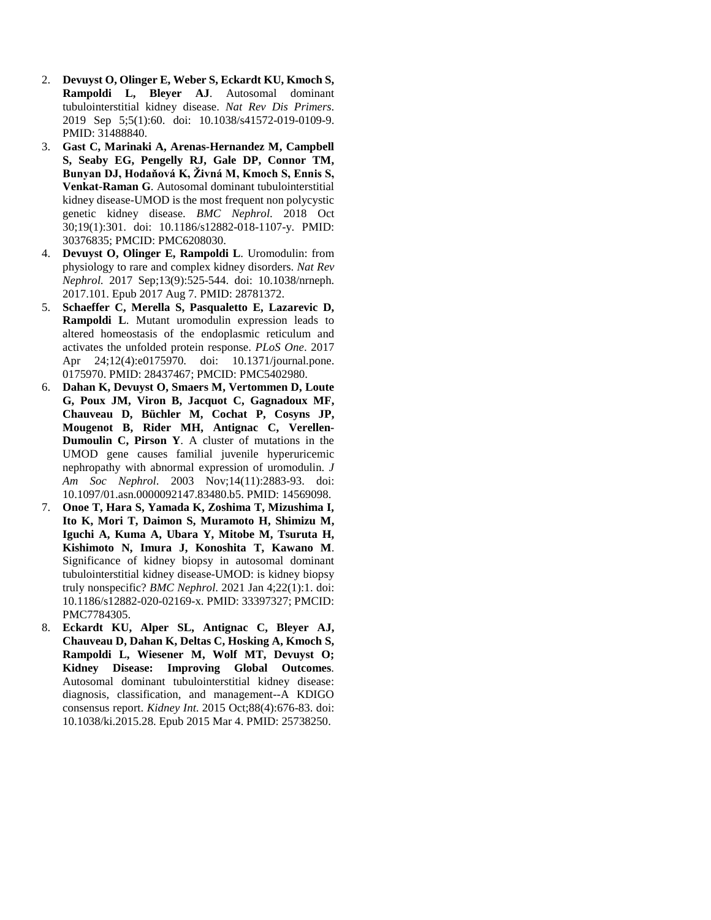2. **Devuyst O, Olinger E, Weber S, Eckardt KU, Kmoch S, Rampoldi L, Bleyer AJ**. Autosomal dominant tubulointerstitial kidney disease. *Nat Rev Dis Primers*. 2019 Sep 5;5(1):60. doi: 10.1038/s41572-019-0109-9. PMID: 31488840.
3. **Gast C, Marinaki A, Arenas-Hernandez M, Campbell S, Seaby EG, Pengelly RJ, Gale DP, Connor TM, Bunyan DJ, Hodaňová K, Živná M, Kmoch S, Ennis S, Venkat-Raman G**. Autosomal dominant tubulointerstitial kidney disease-UMOD is the most frequent non polycystic genetic kidney disease. *BMC Nephrol*. 2018 Oct 30;19(1):301. doi: 10.1186/s12882-018-1107-y. PMID: 30376835; PMCID: PMC6208030.
4. **Devuyst O, Olinger E, Rampoldi L**. Uromodulin: from physiology to rare and complex kidney disorders. *Nat Rev Nephrol*. 2017 Sep;13(9):525-544. doi: 10.1038/nrneph.2017.101. Epub 2017 Aug 7. PMID: 28781372.
5. **Schaeffer C, Merella S, Pasqualetto E, Lazarevic D, Rampoldi L**. Mutant uromodulin expression leads to altered homeostasis of the endoplasmic reticulum and activates the unfolded protein response. *PLoS One*. 2017 Apr 24;12(4):e0175970. doi: 10.1371/journal.pone.0175970. PMID: 28437467; PMCID: PMC5402980.
6. **Dahan K, Devuyst O, Smaers M, Vertommen D, Loute G, Poux JM, Viron B, Jacquot C, Gagnadoux MF, Chauveau D, Büchler M, Cochat P, Cosyns JP, Mougenot B, Rider MH, Antignac C, Verellen-Dumoulin C, Pirson Y**. A cluster of mutations in the UMOD gene causes familial juvenile hyperuricemic nephropathy with abnormal expression of uromodulin. *J Am Soc Nephrol*. 2003 Nov;14(11):2883-93. doi: 10.1097/01.asn.0000092147.83480.b5. PMID: 14569098.
7. **Onoe T, Hara S, Yamada K, Zoshima T, Mizushima I, Ito K, Mori T, Daimon S, Muramoto H, Shimizu M, Iguchi A, Kuma A, Ubara Y, Mitobe M, Tsuruta H, Kishimoto N, Imura J, Konoshita T, Kawano M**. Significance of kidney biopsy in autosomal dominant tubulointerstitial kidney disease-UMOD: is kidney biopsy truly nonspecific? *BMC Nephrol*. 2021 Jan 4;22(1):1. doi: 10.1186/s12882-020-02169-x. PMID: 33397327; PMCID: PMC7784305.
8. **Eckardt KU, Alper SL, Antignac C, Bleyer AJ, Chauveau D, Dahan K, Deltas C, Hosking A, Kmoch S, Rampoldi L, Wiesener M, Wolf MT, Devuyst O; Kidney Disease: Improving Global Outcomes**. Autosomal dominant tubulointerstitial kidney disease: diagnosis, classification, and management--A KDIGO consensus report. *Kidney Int*. 2015 Oct;88(4):676-83. doi: 10.1038/ki.2015.28. Epub 2015 Mar 4. PMID: 25738250.